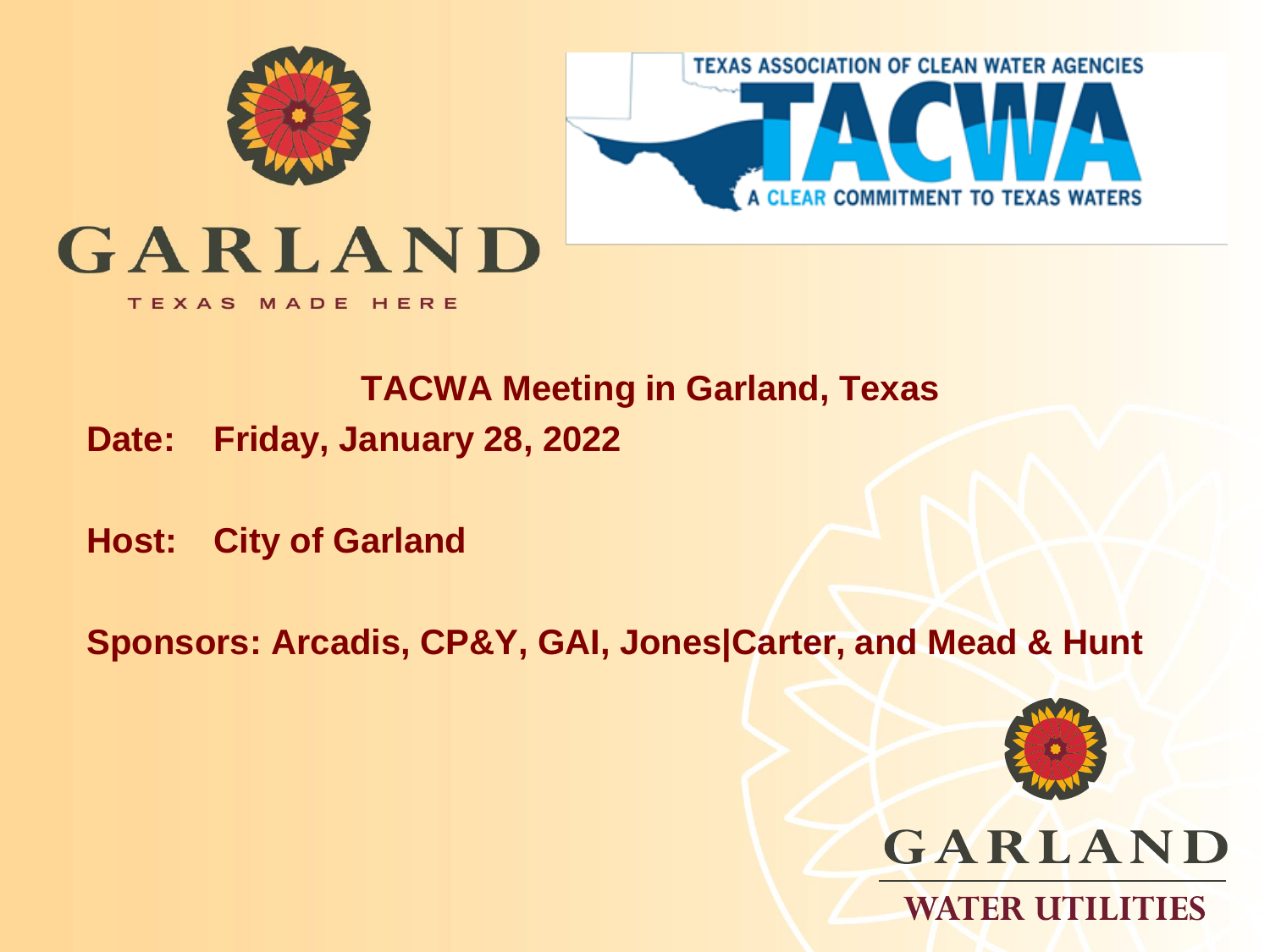GARLAND

TEXAS MADE HERE

TEXAS ASSOCIATION OF CLEAN WATER AGENCIES

TACWA

A CLEAR COMMITMENT TO TEXAS WATERS

# TACWA Meeting in Garland, Texas

**Date: Friday, January 28, 2022**

**Host: City of Garland**

**Sponsors: Arcadis, CP&Y, GAI, Jones|Carter, and Mead & Hunt**

GARLAND

WATER UTILITIES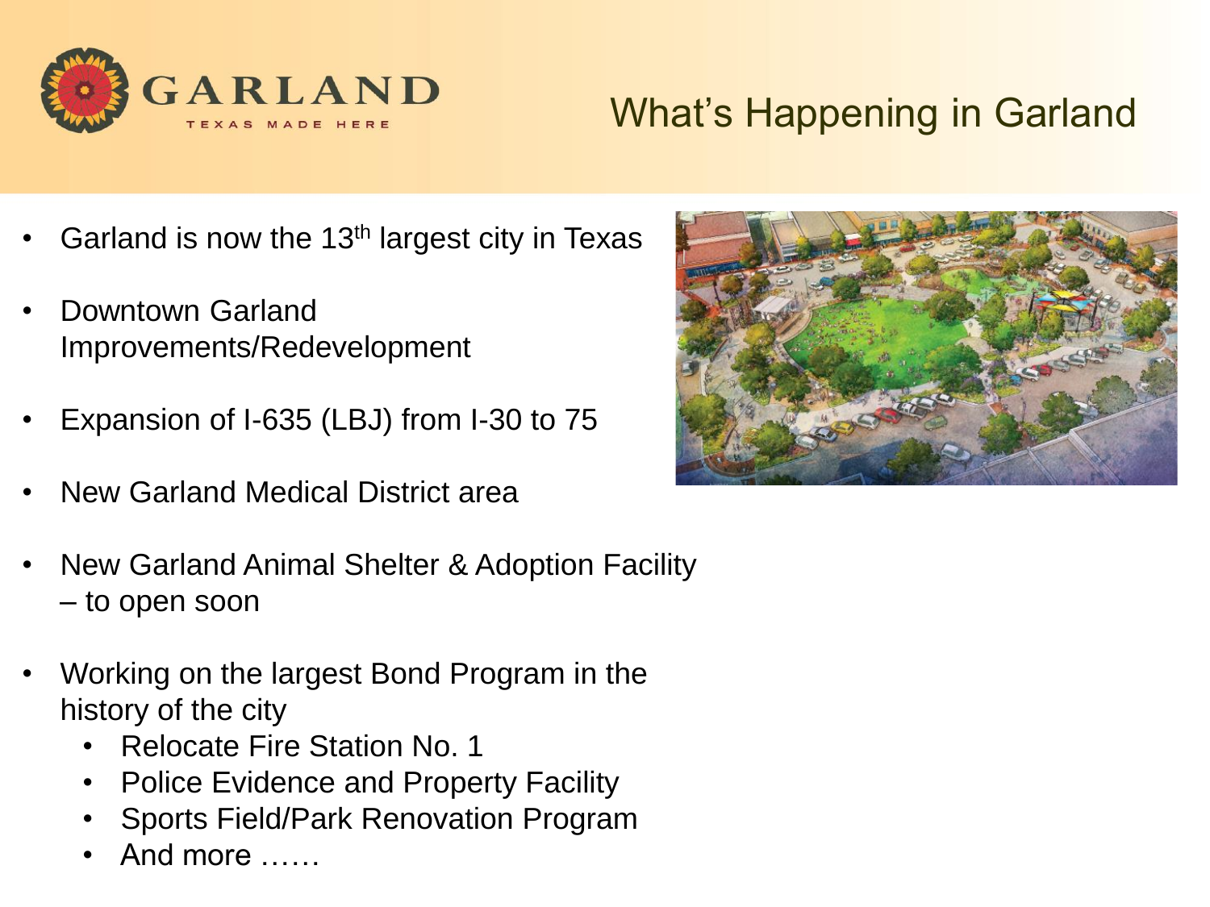# What's Happening in Garland

- Garland is now the 13th largest city in Texas
- Downtown Garland Improvements/Redevelopment
- Expansion of I-635 (LBJ) from I-30 to 75
- New Garland Medical District area
- New Garland Animal Shelter & Adoption Facility – to open soon
- Working on the largest Bond Program in the history of the city
  - Relocate Fire Station No. 1
  - Police Evidence and Property Facility
  - Sports Field/Park Renovation Program
  - And more ……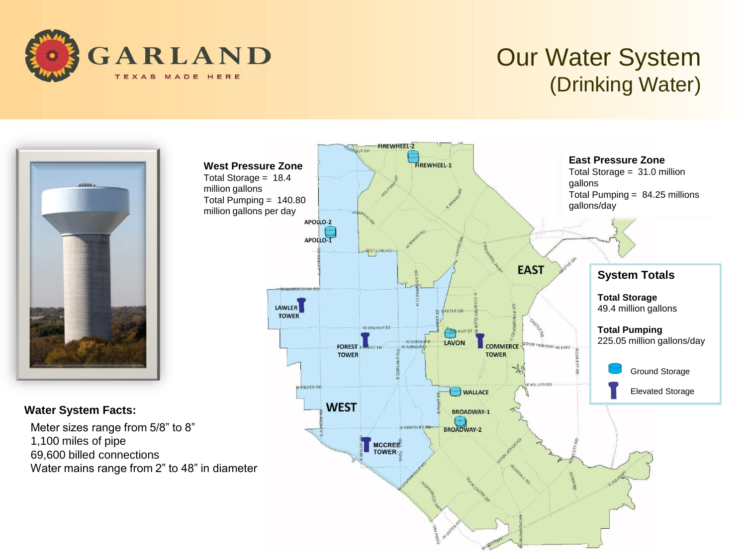# Our Water System (Drinking Water)

**West Pressure Zone**
Total Storage = 18.4 million gallons
Total Pumping = 140.80 million gallons per day

**East Pressure Zone**
Total Storage = 31.0 million gallons
Total Pumping = 84.25 millions gallons/day

## System Totals

**Total Storage**
49.4 million gallons

**Total Pumping**
225.05 million gallons/day

Ground Storage

Elevated Storage

**Water System Facts:**

- Meter sizes range from 5/8" to 8"
- 1,100 miles of pipe
- 69,600 billed connections
- Water mains range from 2" to 48" in diameter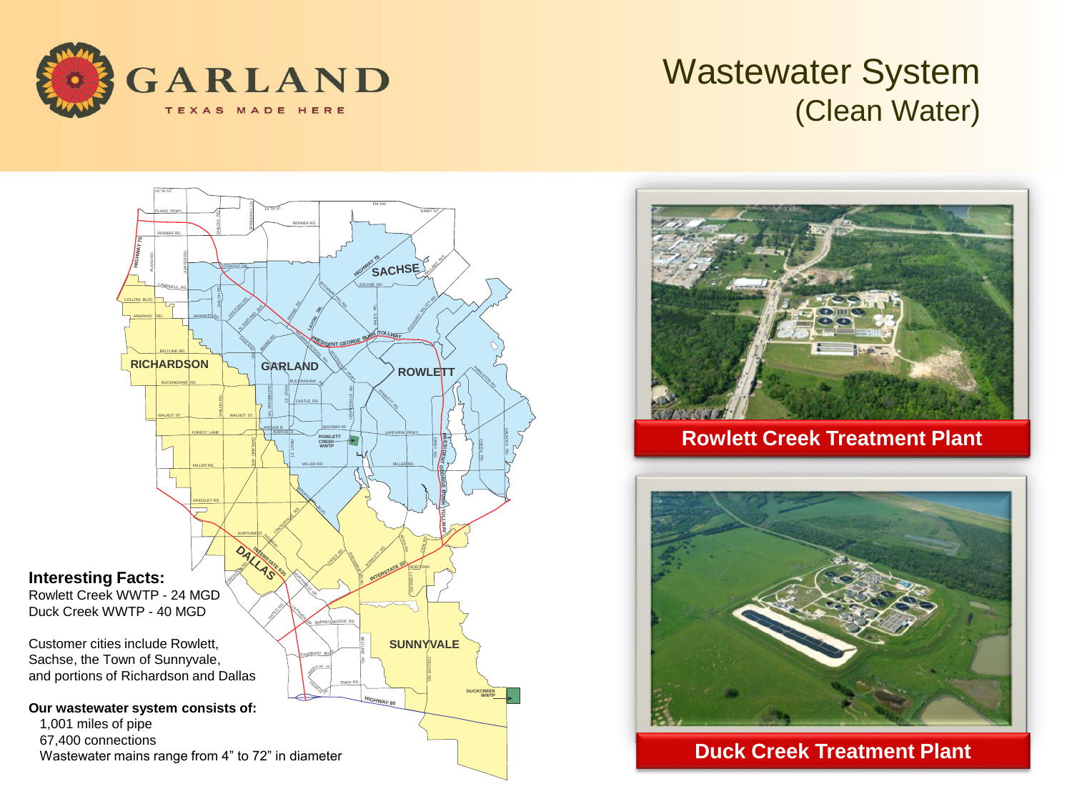# Wastewater System (Clean Water)

**Interesting Facts:**

Rowlett Creek WWTP - 24 MGD
Duck Creek WWTP - 40 MGD

Customer cities include Rowlett, Sachse, the Town of Sunnyvale, and portions of Richardson and Dallas

**Our wastewater system consists of:**

- 1,001 miles of pipe
- 67,400 connections
- Wastewater mains range from 4" to 72" in diameter

Rowlett Creek Treatment Plant

Duck Creek Treatment Plant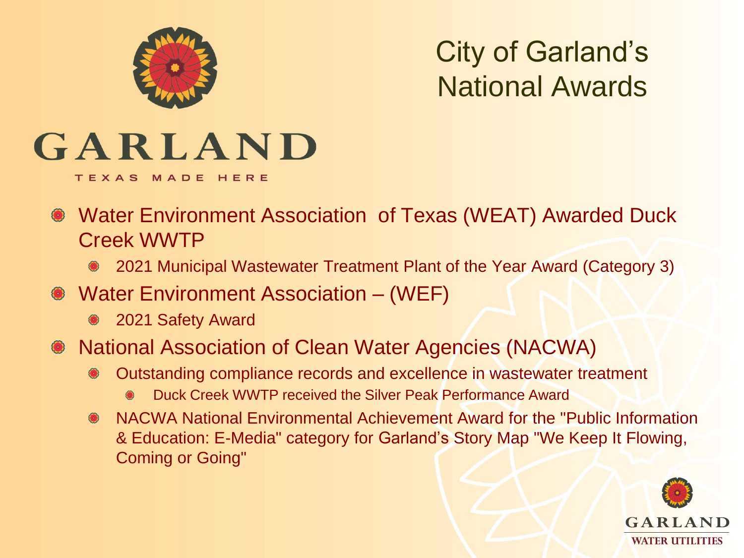# City of Garland's National Awards

GARLAND

TEXAS MADE HERE

- Water Environment Association of Texas (WEAT) Awarded Duck Creek WWTP
  - 2021 Municipal Wastewater Treatment Plant of the Year Award (Category 3)
- Water Environment Association – (WEF)
  - 2021 Safety Award
- National Association of Clean Water Agencies (NACWA)
  - Outstanding compliance records and excellence in wastewater treatment
    - Duck Creek WWTP received the Silver Peak Performance Award
  - NACWA National Environmental Achievement Award for the "Public Information & Education: E-Media" category for Garland's Story Map "We Keep It Flowing, Coming or Going"

GARLAND
WATER UTILITIES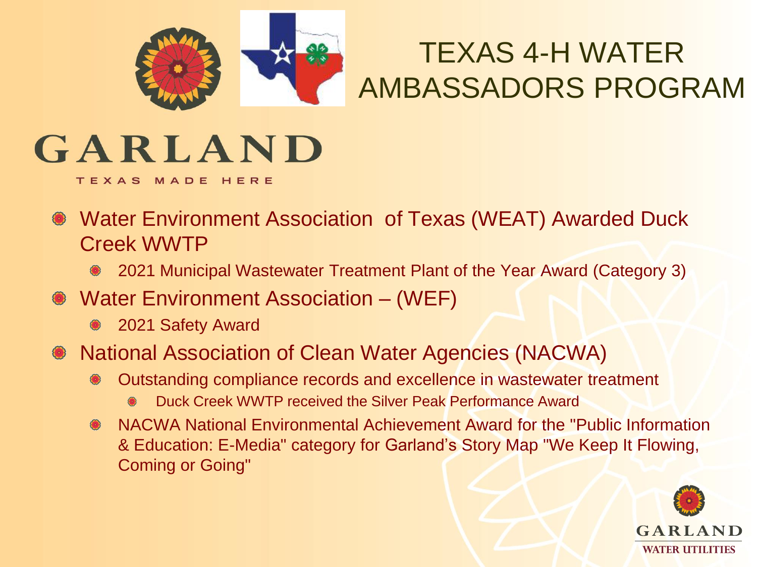# TEXAS 4-H WATER AMBASSADORS PROGRAM

GARLAND

TEXAS MADE HERE

- Water Environment Association of Texas (WEAT) Awarded Duck Creek WWTP
  - 2021 Municipal Wastewater Treatment Plant of the Year Award (Category 3)
- Water Environment Association – (WEF)
  - 2021 Safety Award
- National Association of Clean Water Agencies (NACWA)
  - Outstanding compliance records and excellence in wastewater treatment
    - Duck Creek WWTP received the Silver Peak Performance Award
  - NACWA National Environmental Achievement Award for the "Public Information & Education: E-Media" category for Garland's Story Map "We Keep It Flowing, Coming or Going"

GARLAND WATER UTILITIES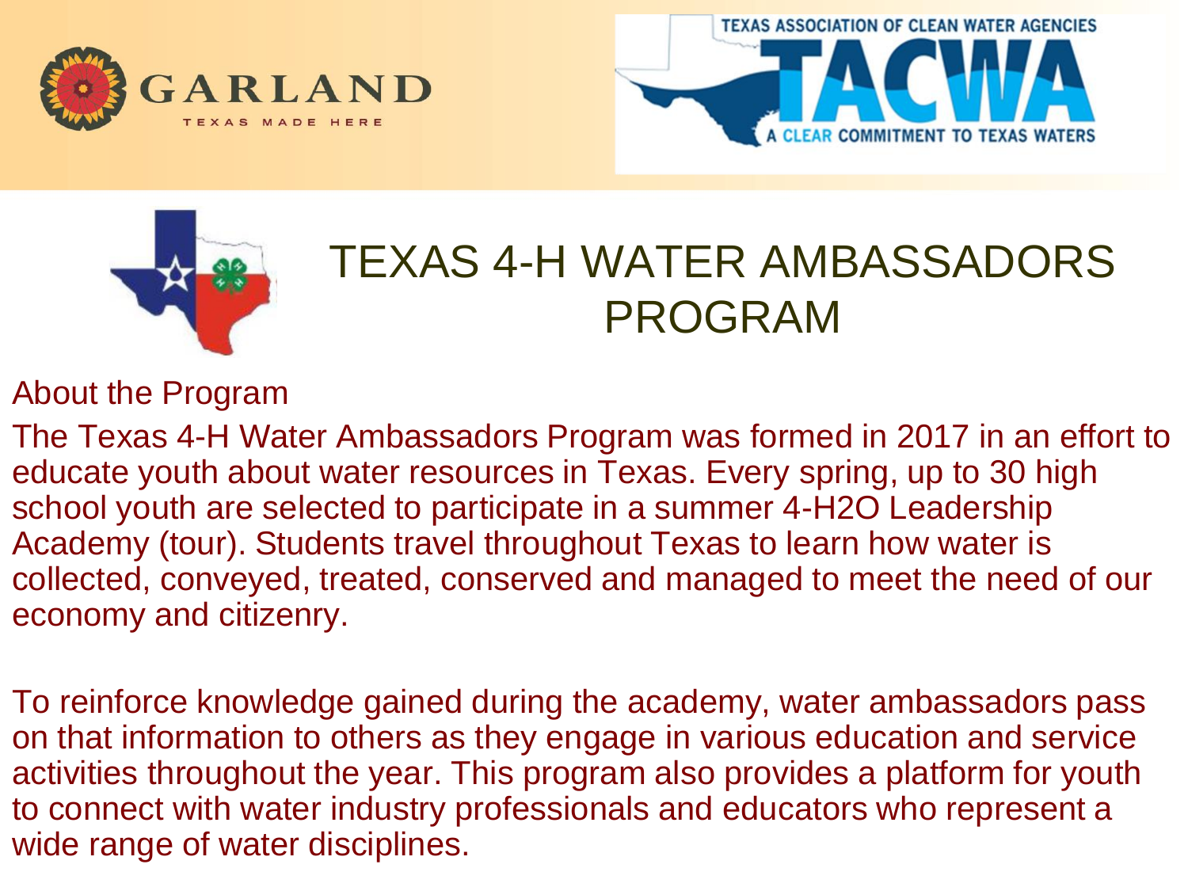GARLAND

TEXAS MADE HERE

TEXAS ASSOCIATION OF CLEAN WATER AGENCIES

TACWA

A CLEAR COMMITMENT TO TEXAS WATERS

# TEXAS 4-H WATER AMBASSADORS PROGRAM

## About the Program

The Texas 4-H Water Ambassadors Program was formed in 2017 in an effort to educate youth about water resources in Texas. Every spring, up to 30 high school youth are selected to participate in a summer 4-H2O Leadership Academy (tour). Students travel throughout Texas to learn how water is collected, conveyed, treated, conserved and managed to meet the need of our economy and citizenry.

To reinforce knowledge gained during the academy, water ambassadors pass on that information to others as they engage in various education and service activities throughout the year. This program also provides a platform for youth to connect with water industry professionals and educators who represent a wide range of water disciplines.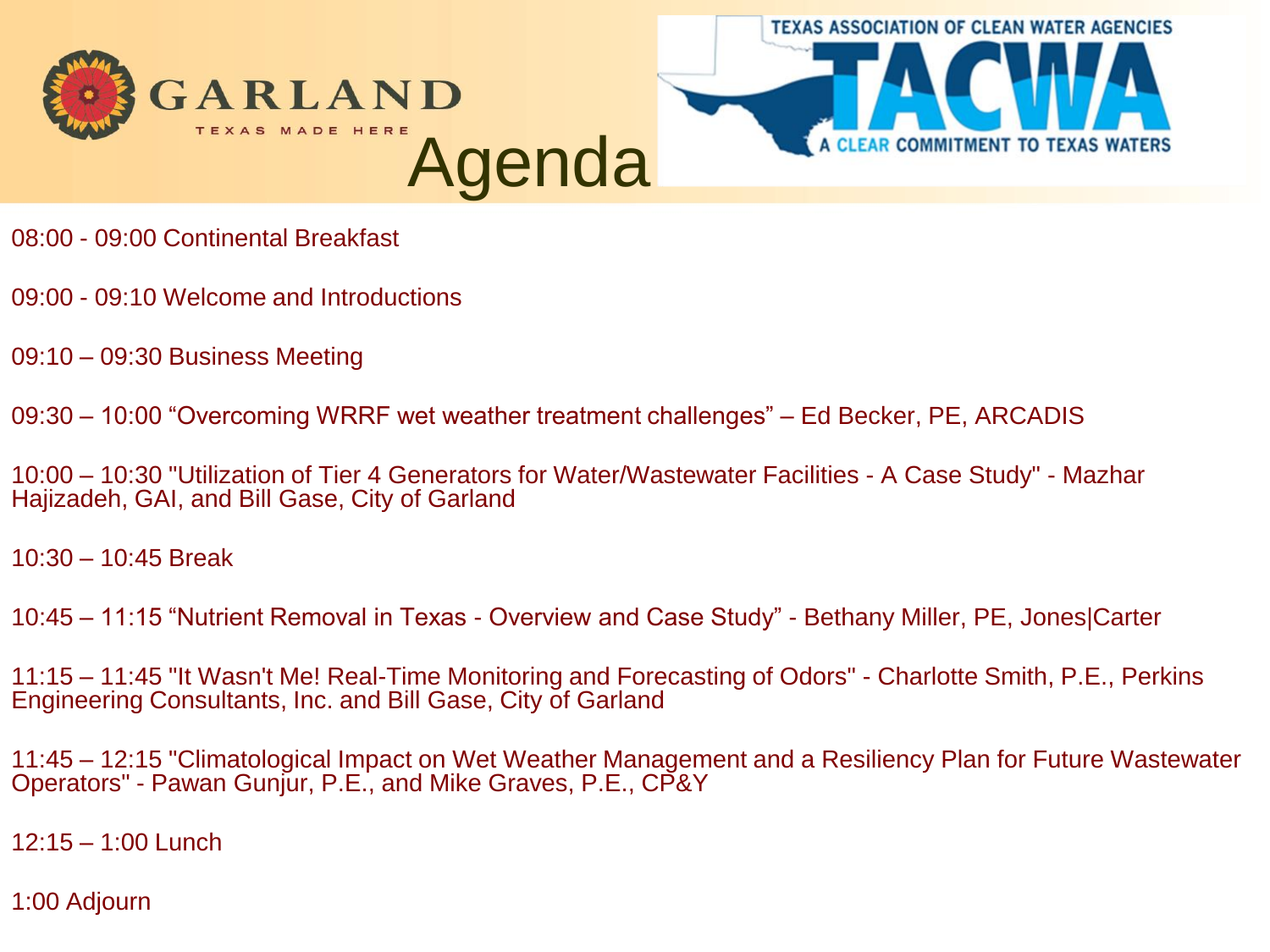# Agenda

08:00 - 09:00 Continental Breakfast

09:00 - 09:10 Welcome and Introductions

09:10 – 09:30 Business Meeting

09:30 – 10:00 “Overcoming WRRF wet weather treatment challenges” – Ed Becker, PE, ARCADIS

10:00 – 10:30 "Utilization of Tier 4 Generators for Water/Wastewater Facilities - A Case Study" - Mazhar Hajizadeh, GAI, and Bill Gase, City of Garland

10:30 – 10:45 Break

10:45 – 11:15 “Nutrient Removal in Texas - Overview and Case Study” - Bethany Miller, PE, Jones|Carter

11:15 – 11:45 "It Wasn't Me! Real-Time Monitoring and Forecasting of Odors" - Charlotte Smith, P.E., Perkins Engineering Consultants, Inc. and Bill Gase, City of Garland

11:45 – 12:15 "Climatological Impact on Wet Weather Management and a Resiliency Plan for Future Wastewater Operators" - Pawan Gunjur, P.E., and Mike Graves, P.E., CP&Y

12:15 – 1:00 Lunch

1:00 Adjourn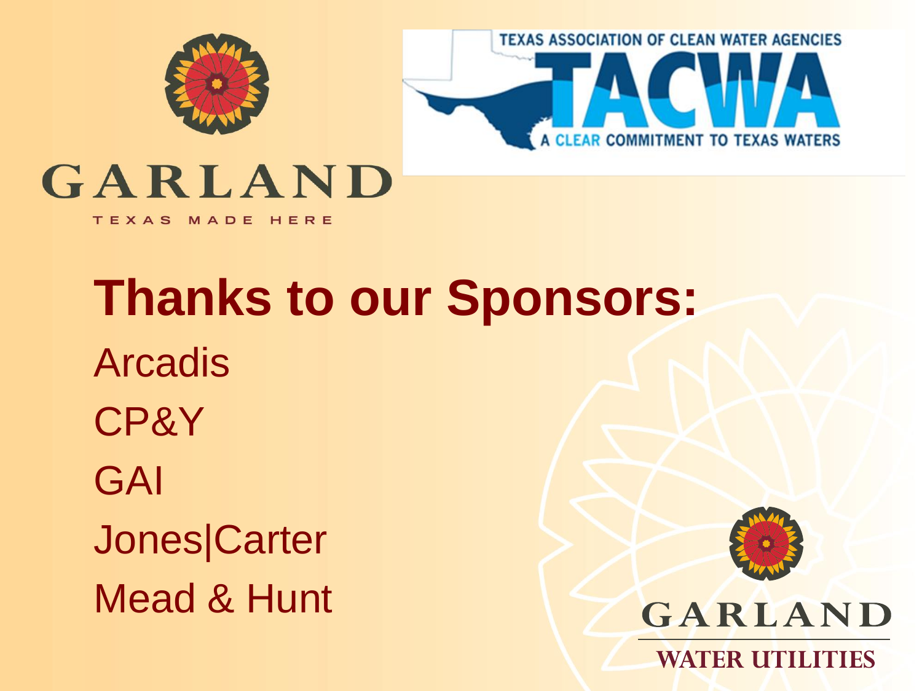GARLAND

TEXAS MADE HERE

TEXAS ASSOCIATION OF CLEAN WATER AGENCIES

TACWA

A CLEAR COMMITMENT TO TEXAS WATERS

# Thanks to our Sponsors:

Arcadis

CP&Y

GAI

Jones|Carter

Mead & Hunt

GARLAND

WATER UTILITIES